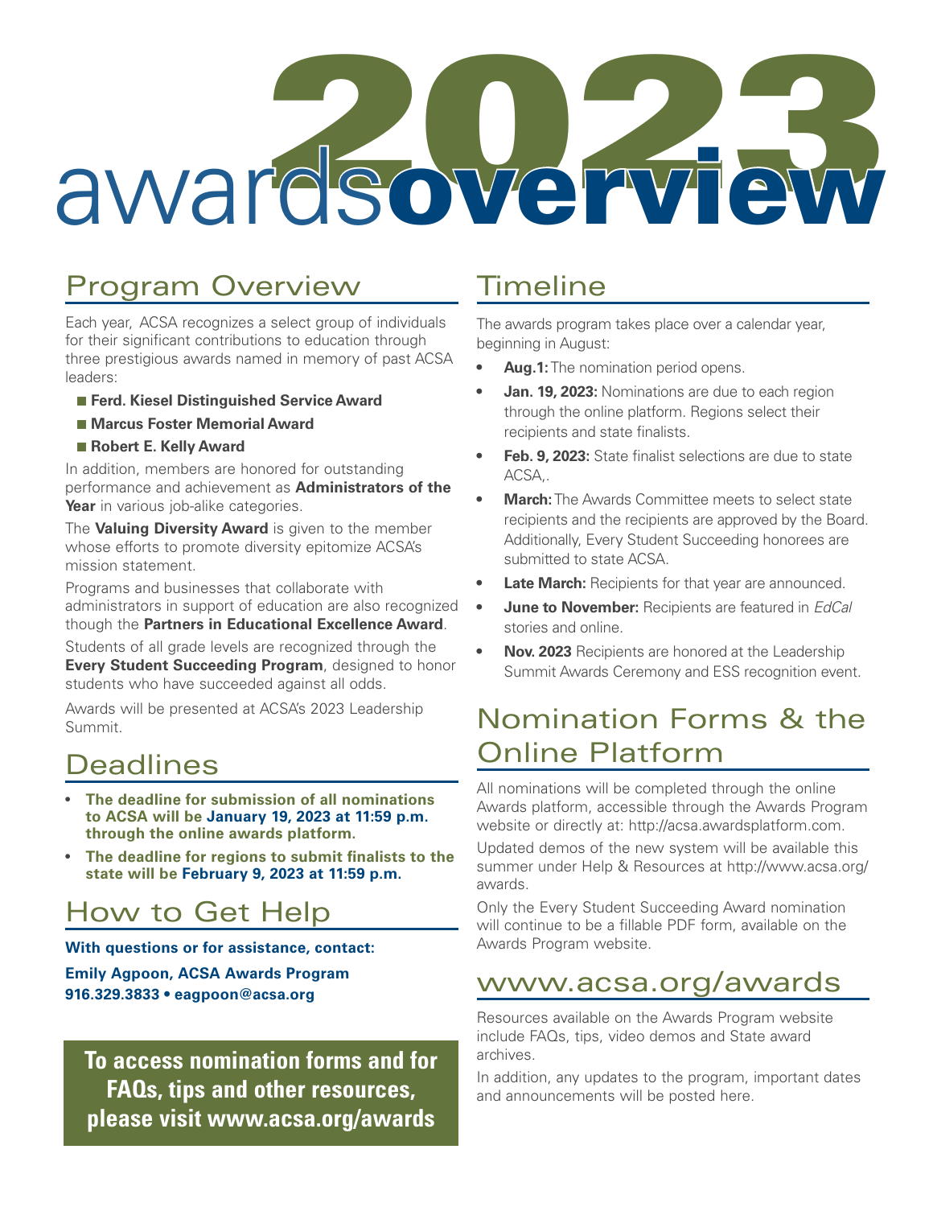# 2023 awards overview

## Program Overview

Each year, ACSA recognizes a select group of individuals for their significant contributions to education through three prestigious awards named in memory of past ACSA leaders:

- **Ferd. Kiesel Distinguished Service Award**
- **Marcus Foster Memorial Award**
- **Robert E. Kelly Award**

In addition, members are honored for outstanding performance and achievement as **Administrators of the Year** in various job-alike categories.

The **Valuing Diversity Award** is given to the member whose efforts to promote diversity epitomize ACSA's mission statement.

Programs and businesses that collaborate with administrators in support of education are also recognized though the **Partners in Educational Excellence Award**.

Students of all grade levels are recognized through the **Every Student Succeeding Program**, designed to honor students who have succeeded against all odds.

Awards will be presented at ACSA's 2023 Leadership Summit.

## Deadlines

- **The deadline for submission of all nominations to ACSA will be January 19, 2023 at 11:59 p.m. through the online awards platform.**
- **The deadline for regions to submit finalists to the state will be February 9, 2023 at 11:59 p.m.**

## How to Get Help

**With questions or for assistance, contact:**

**Emily Agpoon, ACSA Awards Program**
**916.329.3833 • eagpoon@acsa.org**

**To access nomination forms and for FAQs, tips and other resources, please visit www.acsa.org/awards**

## Timeline

The awards program takes place over a calendar year, beginning in August:

- **Aug.1:** The nomination period opens.
- **Jan. 19, 2023:** Nominations are due to each region through the online platform. Regions select their recipients and state finalists.
- **Feb. 9, 2023:** State finalist selections are due to state ACSA,.
- **March:** The Awards Committee meets to select state recipients and the recipients are approved by the Board. Additionally, Every Student Succeeding honorees are submitted to state ACSA.
- **Late March:** Recipients for that year are announced.
- **June to November:** Recipients are featured in *EdCal* stories and online.
- **Nov. 2023** Recipients are honored at the Leadership Summit Awards Ceremony and ESS recognition event.

## Nomination Forms & the Online Platform

All nominations will be completed through the online Awards platform, accessible through the Awards Program website or directly at: http://acsa.awardsplatform.com.

Updated demos of the new system will be available this summer under Help & Resources at http://www.acsa.org/awards.

Only the Every Student Succeeding Award nomination will continue to be a fillable PDF form, available on the Awards Program website.

## www.acsa.org/awards

Resources available on the Awards Program website include FAQs, tips, video demos and State award archives.

In addition, any updates to the program, important dates and announcements will be posted here.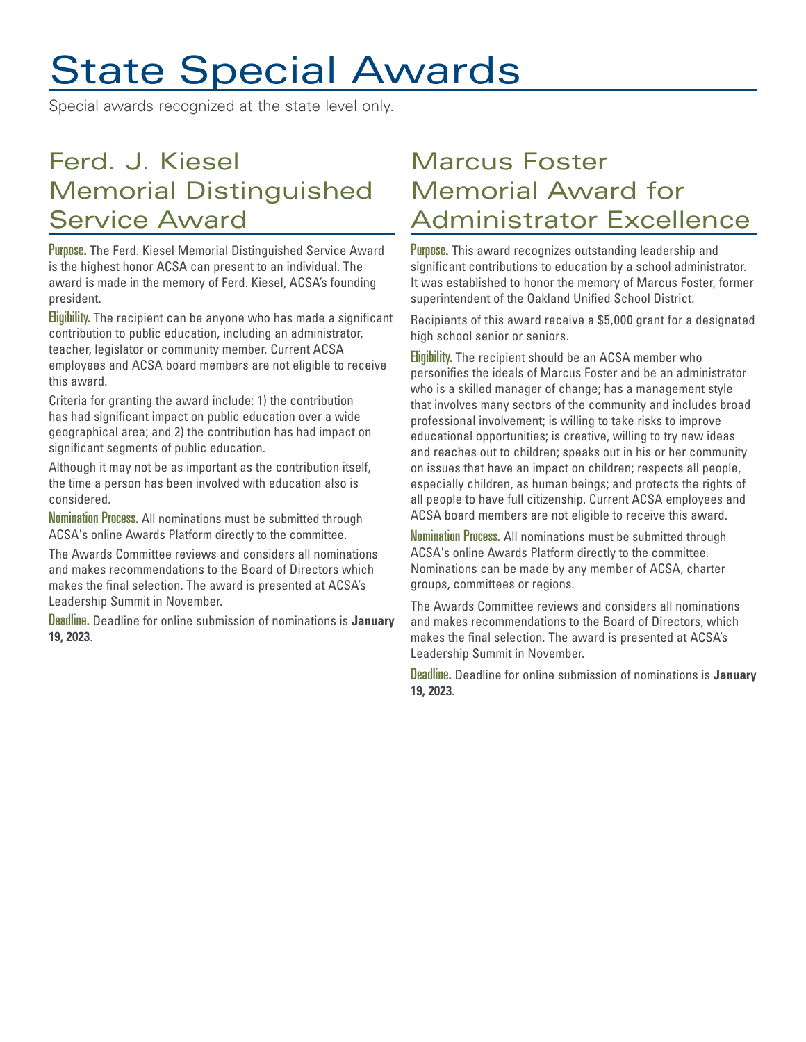# State Special Awards

Special awards recognized at the state level only.

## Ferd. J. Kiesel Memorial Distinguished Service Award

**Purpose.** The Ferd. Kiesel Memorial Distinguished Service Award is the highest honor ACSA can present to an individual. The award is made in the memory of Ferd. Kiesel, ACSA's founding president.

**Eligibility.** The recipient can be anyone who has made a significant contribution to public education, including an administrator, teacher, legislator or community member. Current ACSA employees and ACSA board members are not eligible to receive this award.

Criteria for granting the award include: 1) the contribution has had significant impact on public education over a wide geographical area; and 2) the contribution has had impact on significant segments of public education.

Although it may not be as important as the contribution itself, the time a person has been involved with education also is considered.

**Nomination Process.** All nominations must be submitted through ACSA's online Awards Platform directly to the committee.

The Awards Committee reviews and considers all nominations and makes recommendations to the Board of Directors which makes the final selection. The award is presented at ACSA's Leadership Summit in November.

**Deadline.** Deadline for online submission of nominations is **January 19, 2023**.

## Marcus Foster Memorial Award for Administrator Excellence

**Purpose.** This award recognizes outstanding leadership and significant contributions to education by a school administrator. It was established to honor the memory of Marcus Foster, former superintendent of the Oakland Unified School District.

Recipients of this award receive a $5,000 grant for a designated high school senior or seniors.

**Eligibility.** The recipient should be an ACSA member who personifies the ideals of Marcus Foster and be an administrator who is a skilled manager of change; has a management style that involves many sectors of the community and includes broad professional involvement; is willing to take risks to improve educational opportunities; is creative, willing to try new ideas and reaches out to children; speaks out in his or her community on issues that have an impact on children; respects all people, especially children, as human beings; and protects the rights of all people to have full citizenship. Current ACSA employees and ACSA board members are not eligible to receive this award.

**Nomination Process.** All nominations must be submitted through ACSA's online Awards Platform directly to the committee. Nominations can be made by any member of ACSA, charter groups, committees or regions.

The Awards Committee reviews and considers all nominations and makes recommendations to the Board of Directors, which makes the final selection. The award is presented at ACSA's Leadership Summit in November.

**Deadline.** Deadline for online submission of nominations is **January 19, 2023**.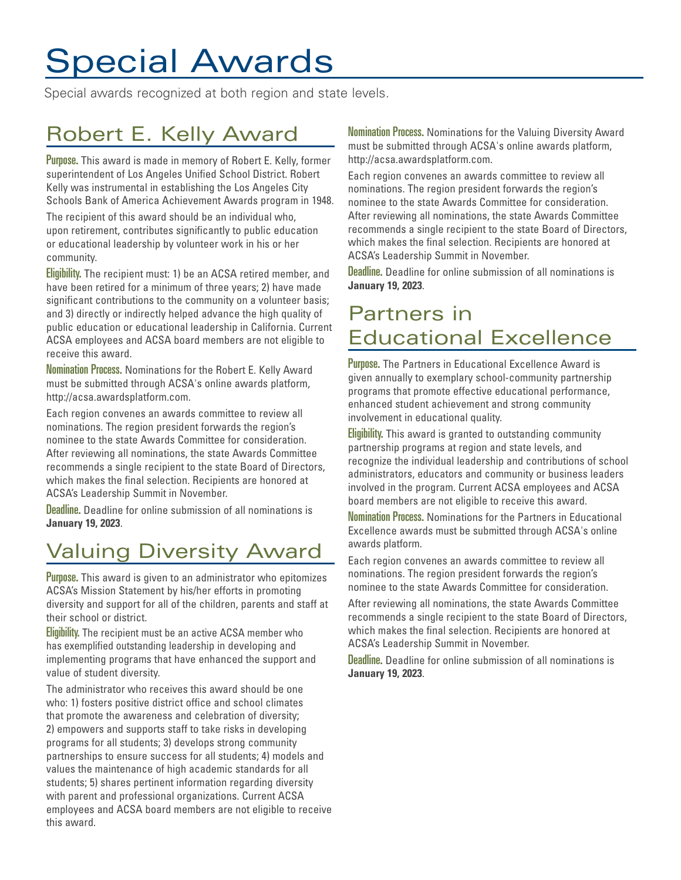# Special Awards

Special awards recognized at both region and state levels.

## Robert E. Kelly Award

**Purpose.** This award is made in memory of Robert E. Kelly, former superintendent of Los Angeles Unified School District. Robert Kelly was instrumental in establishing the Los Angeles City Schools Bank of America Achievement Awards program in 1948.

The recipient of this award should be an individual who, upon retirement, contributes significantly to public education or educational leadership by volunteer work in his or her community.

**Eligibility.** The recipient must: 1) be an ACSA retired member, and have been retired for a minimum of three years; 2) have made significant contributions to the community on a volunteer basis; and 3) directly or indirectly helped advance the high quality of public education or educational leadership in California. Current ACSA employees and ACSA board members are not eligible to receive this award.

**Nomination Process.** Nominations for the Robert E. Kelly Award must be submitted through ACSA's online awards platform, http://acsa.awardsplatform.com.

Each region convenes an awards committee to review all nominations. The region president forwards the region's nominee to the state Awards Committee for consideration. After reviewing all nominations, the state Awards Committee recommends a single recipient to the state Board of Directors, which makes the final selection. Recipients are honored at ACSA's Leadership Summit in November.

**Deadline.** Deadline for online submission of all nominations is **January 19, 2023**.

## Valuing Diversity Award

**Purpose.** This award is given to an administrator who epitomizes ACSA's Mission Statement by his/her efforts in promoting diversity and support for all of the children, parents and staff at their school or district.

**Eligibility.** The recipient must be an active ACSA member who has exemplified outstanding leadership in developing and implementing programs that have enhanced the support and value of student diversity.

The administrator who receives this award should be one who: 1) fosters positive district office and school climates that promote the awareness and celebration of diversity; 2) empowers and supports staff to take risks in developing programs for all students; 3) develops strong community partnerships to ensure success for all students; 4) models and values the maintenance of high academic standards for all students; 5) shares pertinent information regarding diversity with parent and professional organizations. Current ACSA employees and ACSA board members are not eligible to receive this award.

**Nomination Process.** Nominations for the Valuing Diversity Award must be submitted through ACSA's online awards platform, http://acsa.awardsplatform.com.

Each region convenes an awards committee to review all nominations. The region president forwards the region's nominee to the state Awards Committee for consideration. After reviewing all nominations, the state Awards Committee recommends a single recipient to the state Board of Directors, which makes the final selection. Recipients are honored at ACSA's Leadership Summit in November.

**Deadline.** Deadline for online submission of all nominations is **January 19, 2023**.

## Partners in Educational Excellence

**Purpose.** The Partners in Educational Excellence Award is given annually to exemplary school-community partnership programs that promote effective educational performance, enhanced student achievement and strong community involvement in educational quality.

**Eligibility.** This award is granted to outstanding community partnership programs at region and state levels, and recognize the individual leadership and contributions of school administrators, educators and community or business leaders involved in the program. Current ACSA employees and ACSA board members are not eligible to receive this award.

**Nomination Process.** Nominations for the Partners in Educational Excellence awards must be submitted through ACSA's online awards platform.

Each region convenes an awards committee to review all nominations. The region president forwards the region's nominee to the state Awards Committee for consideration.

After reviewing all nominations, the state Awards Committee recommends a single recipient to the state Board of Directors, which makes the final selection. Recipients are honored at ACSA's Leadership Summit in November.

**Deadline.** Deadline for online submission of all nominations is **January 19, 2023**.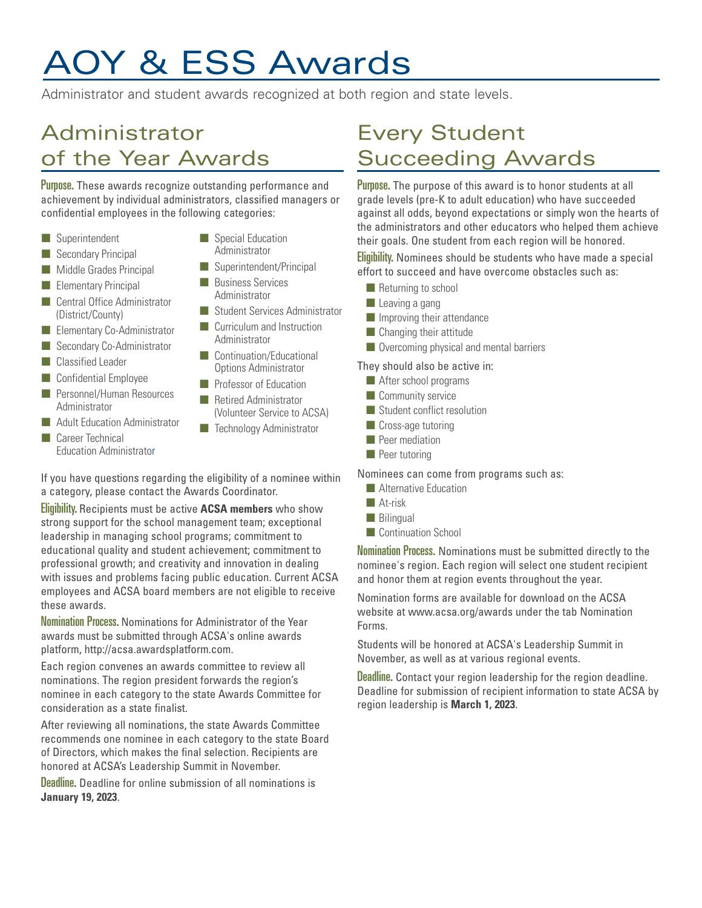# AOY & ESS Awards

Administrator and student awards recognized at both region and state levels.

## Administrator of the Year Awards

**Purpose.** These awards recognize outstanding performance and achievement by individual administrators, classified managers or confidential employees in the following categories:

- Superintendent
- Secondary Principal
- Middle Grades Principal
- Elementary Principal
- Central Office Administrator (District/County)
- Elementary Co-Administrator
- Secondary Co-Administrator
- Classified Leader
- Confidential Employee
- Personnel/Human Resources Administrator
- Adult Education Administrator
- Career Technical Education Administrator
- Special Education Administrator
- Superintendent/Principal
- Business Services Administrator
- Student Services Administrator
- Curriculum and Instruction Administrator
- Continuation/Educational Options Administrator
- Professor of Education
- Retired Administrator (Volunteer Service to ACSA)
- Technology Administrator

If you have questions regarding the eligibility of a nominee within a category, please contact the Awards Coordinator.

**Eligibility.** Recipients must be active **ACSA members** who show strong support for the school management team; exceptional leadership in managing school programs; commitment to educational quality and student achievement; commitment to professional growth; and creativity and innovation in dealing with issues and problems facing public education. Current ACSA employees and ACSA board members are not eligible to receive these awards.

**Nomination Process.** Nominations for Administrator of the Year awards must be submitted through ACSA's online awards platform, http://acsa.awardsplatform.com.

Each region convenes an awards committee to review all nominations. The region president forwards the region's nominee in each category to the state Awards Committee for consideration as a state finalist.

After reviewing all nominations, the state Awards Committee recommends one nominee in each category to the state Board of Directors, which makes the final selection. Recipients are honored at ACSA's Leadership Summit in November.

**Deadline.** Deadline for online submission of all nominations is **January 19, 2023**.

## Every Student Succeeding Awards

**Purpose.** The purpose of this award is to honor students at all grade levels (pre-K to adult education) who have succeeded against all odds, beyond expectations or simply won the hearts of the administrators and other educators who helped them achieve their goals. One student from each region will be honored.

**Eligibility.** Nominees should be students who have made a special effort to succeed and have overcome obstacles such as:

- Returning to school
- Leaving a gang
- Improving their attendance
- Changing their attitude
- Overcoming physical and mental barriers

They should also be active in:

- After school programs
- Community service
- Student conflict resolution
- Cross-age tutoring
- Peer mediation
- Peer tutoring

Nominees can come from programs such as:

- Alternative Education
- At-risk
- Bilingual
- Continuation School

**Nomination Process.** Nominations must be submitted directly to the nominee's region. Each region will select one student recipient and honor them at region events throughout the year.

Nomination forms are available for download on the ACSA website at www.acsa.org/awards under the tab Nomination Forms.

Students will be honored at ACSA's Leadership Summit in November, as well as at various regional events.

**Deadline.** Contact your region leadership for the region deadline. Deadline for submission of recipient information to state ACSA by region leadership is **March 1, 2023**.